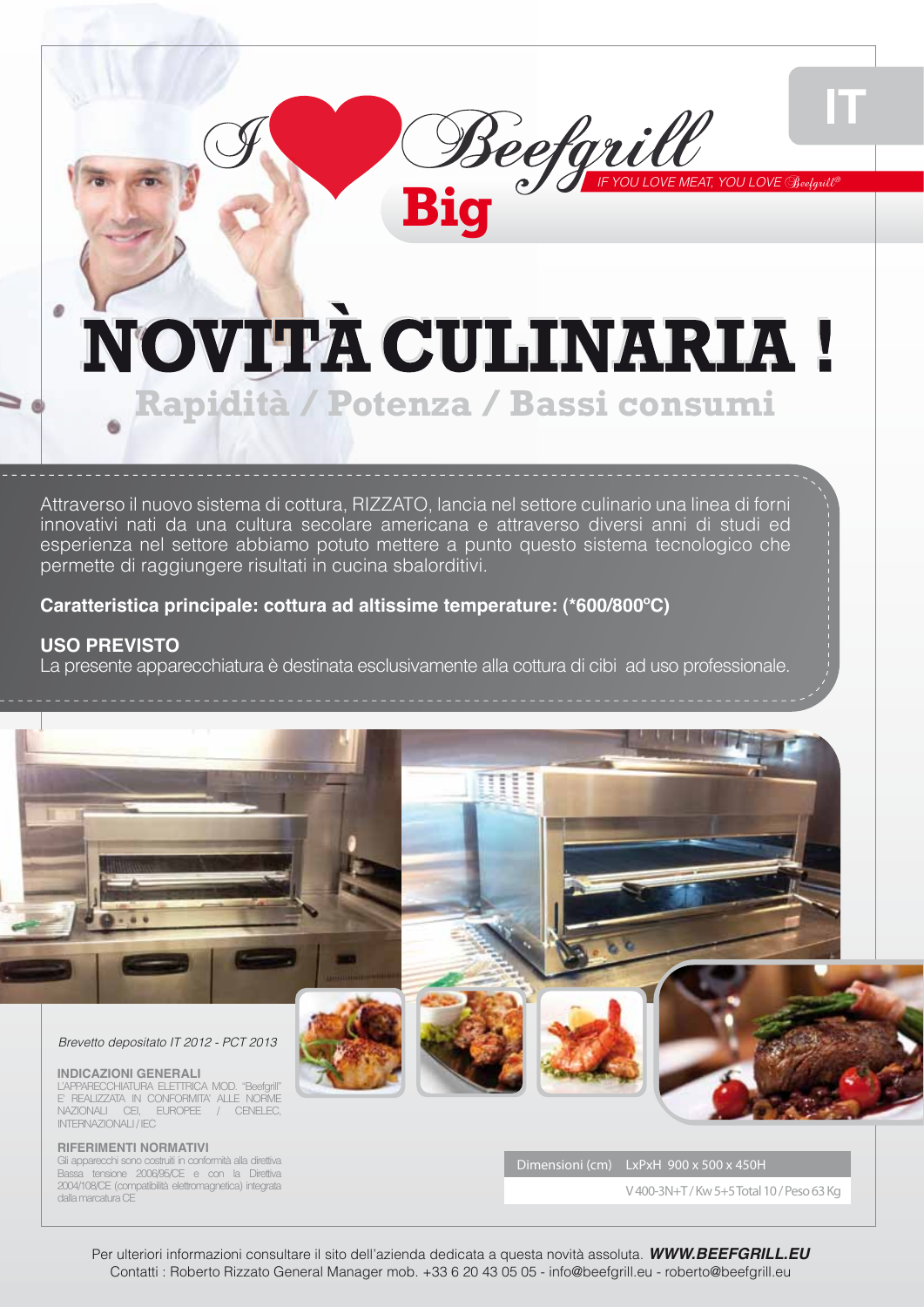IT

I ♥ Beefgrill Big

IF YOU LOVE MEAT, YOU LOVE Beefgrill®

# NOVITÀ CULINARIA !

## Rapidità / Potenza / Bassi consumi

Attraverso il nuovo sistema di cottura, RIZZATO, lancia nel settore culinario una linea di forni innovativi nati da una cultura secolare americana e attraverso diversi anni di studi ed esperienza nel settore abbiamo potuto mettere a punto questo sistema tecnologico che permette di raggiungere risultati in cucina sbalorditivi.

**Caratteristica principale: cottura ad altissime temperature: (*600/800°C)**

**USO PREVISTO**

La presente apparecchiatura è destinata esclusivamente alla cottura di cibi ad uso professionale.

*Brevetto depositato IT 2012 - PCT 2013*

**INDICAZIONI GENERALI**

L'APPARECCHIATURA ELETTRICA MOD. "Beefgrill" E' REALIZZATA IN CONFORMITA' ALLE NORME NAZIONALI CEI, EUROPEE / CENELEC, INTERNAZIONALI / IEC

**RIFERIMENTI NORMATIVI**

Gli apparecchi sono costruiti in conformità alla direttiva Bassa tensione 2006/95/CE e con la Direttiva 2004/108/CE (compatibilità elettromagnetica) integrata dalla marcatura CE

Dimensioni (cm) LxPxH 900 x 500 x 450H

V 400-3N+T / Kw 5+5 Total 10 / Peso 63 Kg

Per ulteriori informazioni consultare il sito dell'azienda dedicata a questa novità assoluta. ***WWW.BEEFGRILL.EU***

Contatti : Roberto Rizzato General Manager mob. +33 6 20 43 05 05 - info@beefgrill.eu - roberto@beefgrill.eu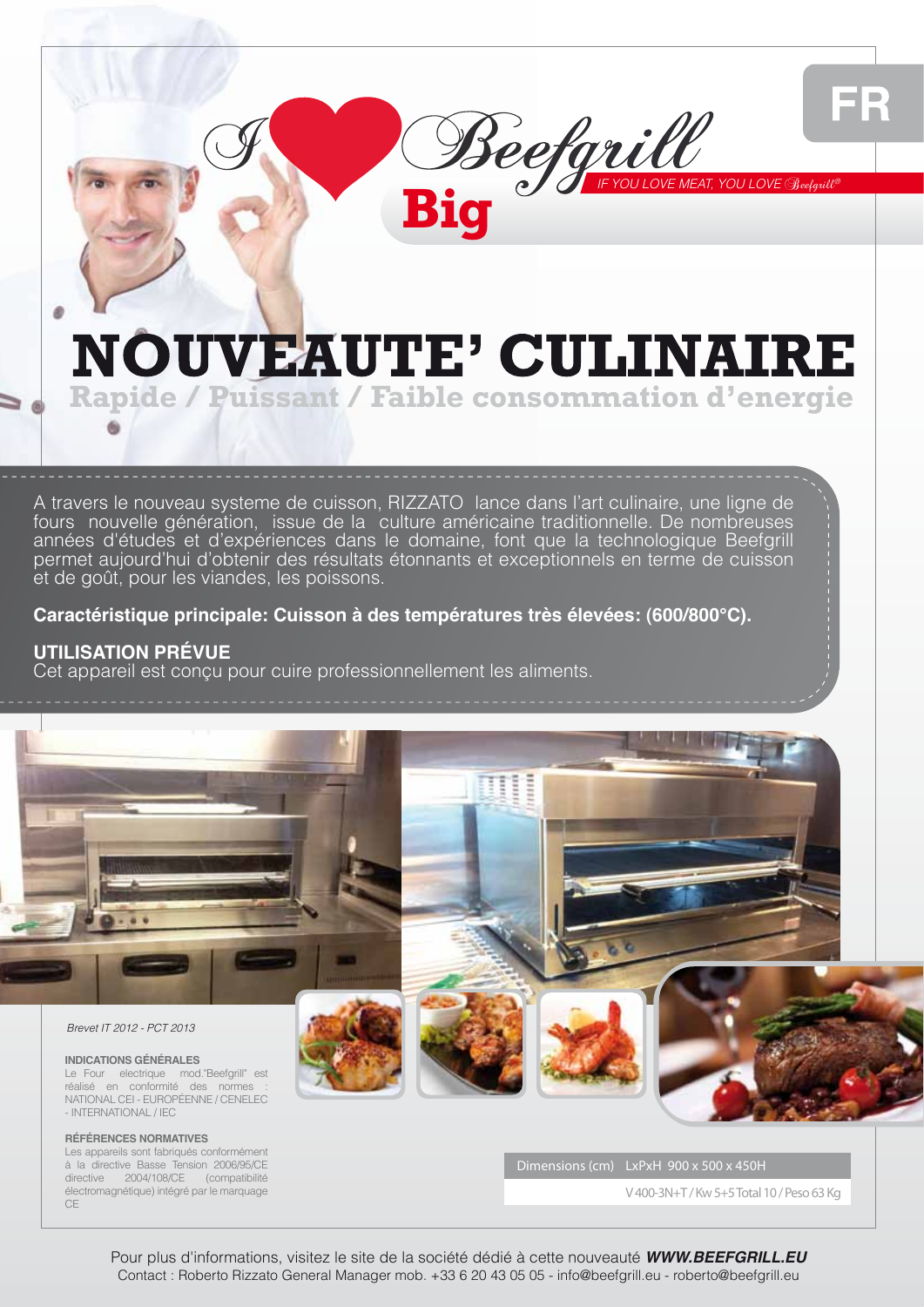FR

I ❤ Beefgrill Big

*IF YOU LOVE MEAT, YOU LOVE Beefgrill®*

# NOUVEAUTE' CULINAIRE

## Rapide / Puissant / Faible consommation d'energie

A travers le nouveau systeme de cuisson, RIZZATO lance dans l'art culinaire, une ligne de fours nouvelle génération, issue de la culture américaine traditionnelle. De nombreuses années d'études et d'expériences dans le domaine, font que la technologique Beefgrill permet aujourd'hui d'obtenir des résultats étonnants et exceptionnels en terme de cuisson et de goût, pour les viandes, les poissons.

**Caractéristique principale: Cuisson à des températures très élevées: (600/800°C).**

**UTILISATION PRÉVUE**
Cet appareil est conçu pour cuire professionnellement les aliments.

*Brevet IT 2012 - PCT 2013*

**INDICATIONS GÉNÉRALES**
Le Four electrique mod."Beefgrill" est réalisé en conformité des normes : NATIONAL CEI - EUROPÉENNE / CENELEC - INTERNATIONAL / IEC

**RÉFÉRENCES NORMATIVES**
Les appareils sont fabriqués conformément à la directive Basse Tension 2006/95/CE directive 2004/108/CE (compatibilité électromagnétique) intégré par le marquage CE

Dimensions (cm) LxPxH 900 x 500 x 450H

V 400-3N+T / Kw 5+5 Total 10 / Peso 63 Kg

Pour plus d'informations, visitez le site de la société dédié à cette nouveauté ***WWW.BEEFGRILL.EU***
Contact : Roberto Rizzato General Manager mob. +33 6 20 43 05 05 - info@beefgrill.eu - roberto@beefgrill.eu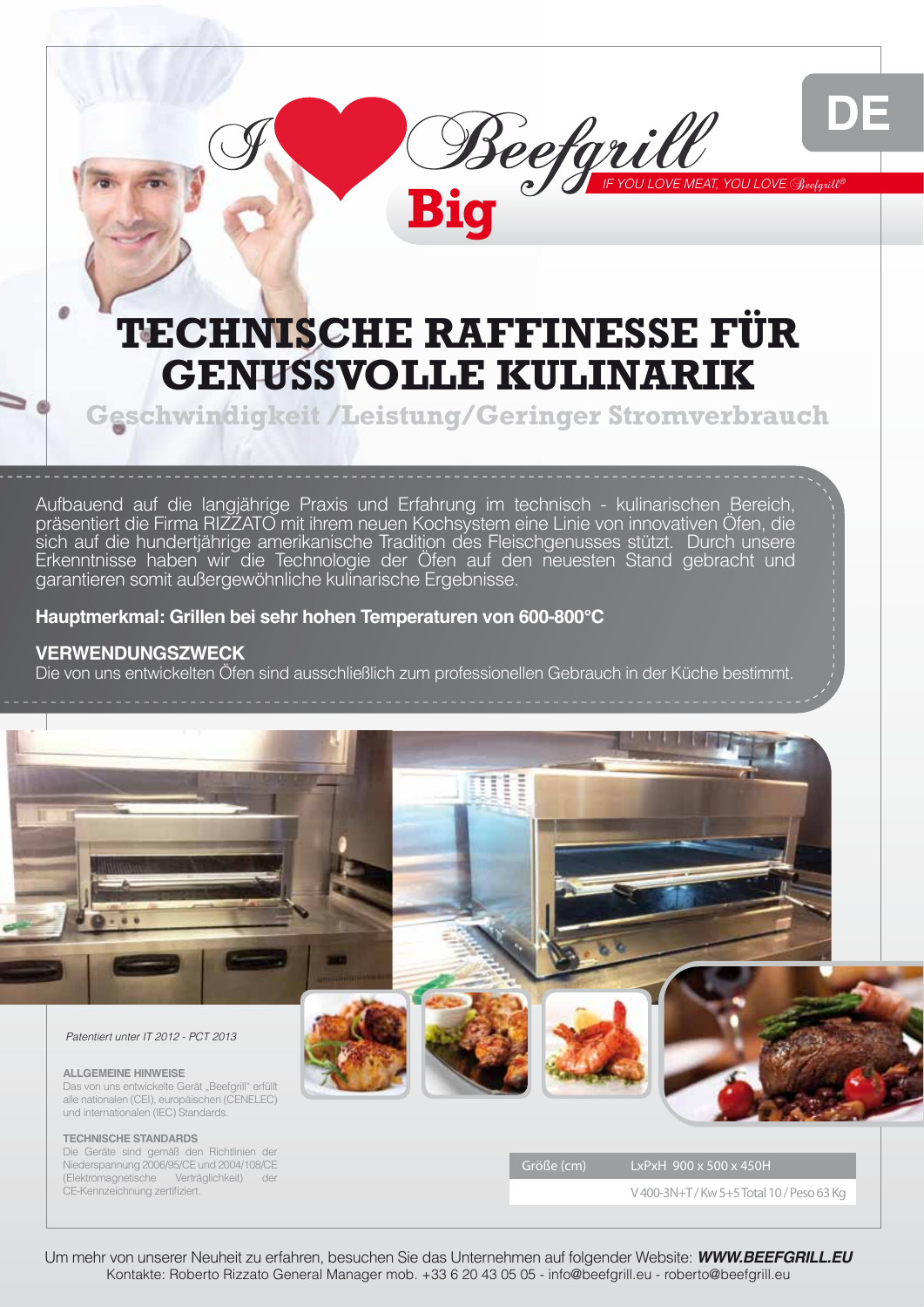DE

I ❤ Beefgrill Big

*IF YOU LOVE MEAT, YOU LOVE Beefgrill®*

# TECHNISCHE RAFFINESSE FÜR GENUSSVOLLE KULINARIK

## Geschwindigkeit /Leistung/Geringer Stromverbrauch

Aufbauend auf die langjährige Praxis und Erfahrung im technisch - kulinarischen Bereich, präsentiert die Firma RIZZATO mit ihrem neuen Kochsystem eine Linie von innovativen Öfen, die sich auf die hundertjährige amerikanische Tradition des Fleischgenusses stützt. Durch unsere Erkenntnisse haben wir die Technologie der Öfen auf den neuesten Stand gebracht und garantieren somit außergewöhnliche kulinarische Ergebnisse.

**Hauptmerkmal: Grillen bei sehr hohen Temperaturen von 600-800°C**

**VERWENDUNGSZWECK**

Die von uns entwickelten Öfen sind ausschließlich zum professionellen Gebrauch in der Küche bestimmt.

*Patentiert unter IT 2012 - PCT 2013*

**ALLGEMEINE HINWEISE**

Das von uns entwickelte Gerät „Beefgrill" erfüllt alle nationalen (CEI), europäischen (CENELEC) und internationalen (IEC) Standards.

**TECHNISCHE STANDARDS**

Die Geräte sind gemäß den Richtlinien der Niederspannung 2006/95/CE und 2004/108/CE (Elektromagnetische Verträglichkeit) der CE-Kennzeichnung zertifiziert.

| Größe (cm) | LxPxH 900 x 500 x 450H |
|---|---|
| | V 400-3N+T / Kw 5+5 Total 10 / Peso 63 Kg |

Um mehr von unserer Neuheit zu erfahren, besuchen Sie das Unternehmen auf folgender Website: ***WWW.BEEFGRILL.EU***

Kontakte: Roberto Rizzato General Manager mob. +33 6 20 43 05 05 - info@beefgrill.eu - roberto@beefgrill.eu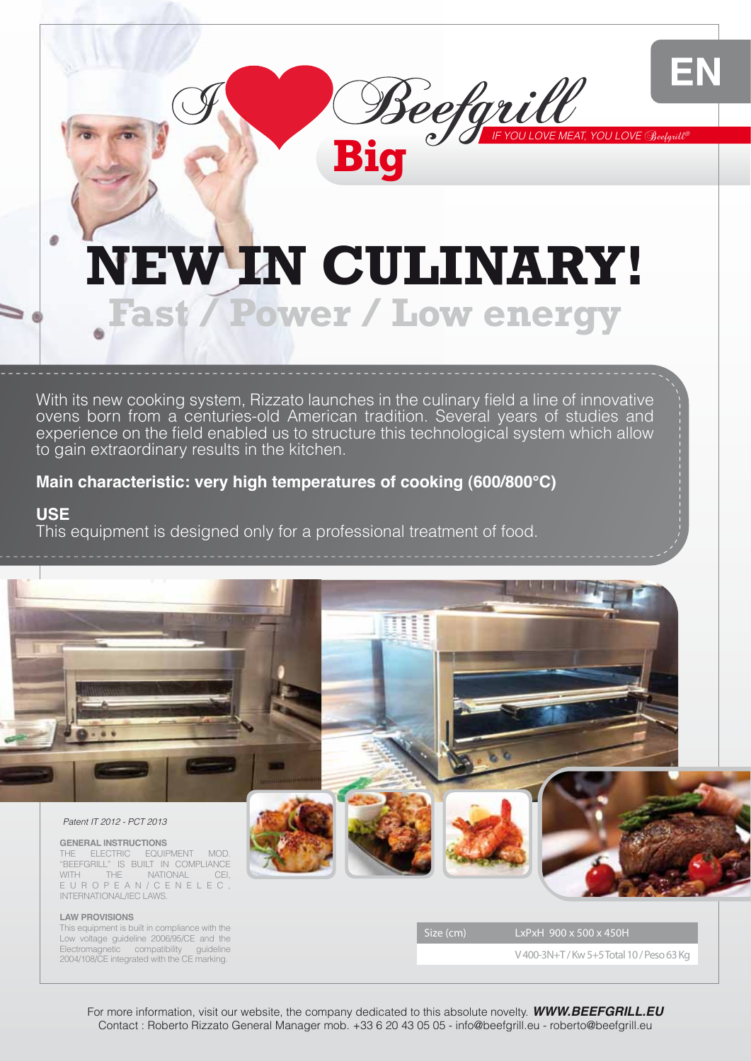EN

I ❤ Beefgrill Big

*IF YOU LOVE MEAT, YOU LOVE Beefgrill®*

# NEW IN CULINARY!

## Fast / Power / Low energy

With its new cooking system, Rizzato launches in the culinary field a line of innovative ovens born from a centuries-old American tradition. Several years of studies and experience on the field enabled us to structure this technological system which allow to gain extraordinary results in the kitchen.

**Main characteristic: very high temperatures of cooking (600/800°C)**

**USE**

This equipment is designed only for a professional treatment of food.

*Patent IT 2012 - PCT 2013*

**GENERAL INSTRUCTIONS**

THE ELECTRIC EQUIPMENT MOD. "BEEFGRILL" IS BUILT IN COMPLIANCE WITH THE NATIONAL CEI, EUROPEAN/CENELEC, INTERNATIONAL/IEC LAWS.

**LAW PROVISIONS**

This equipment is built in compliance with the Low voltage guideline 2006/95/CE and the Electromagnetic compatibility guideline 2004/108/CE integrated with the CE marking.

| | |
|---|---|
| Size (cm) | LxPxH 900 x 500 x 450H |
| | V 400-3N+T / Kw 5+5 Total 10 / Peso 63 Kg |

For more information, visit our website, the company dedicated to this absolute novelty. ***WWW.BEEFGRILL.EU***
Contact : Roberto Rizzato General Manager mob. +33 6 20 43 05 05 - info@beefgrill.eu - roberto@beefgrill.eu